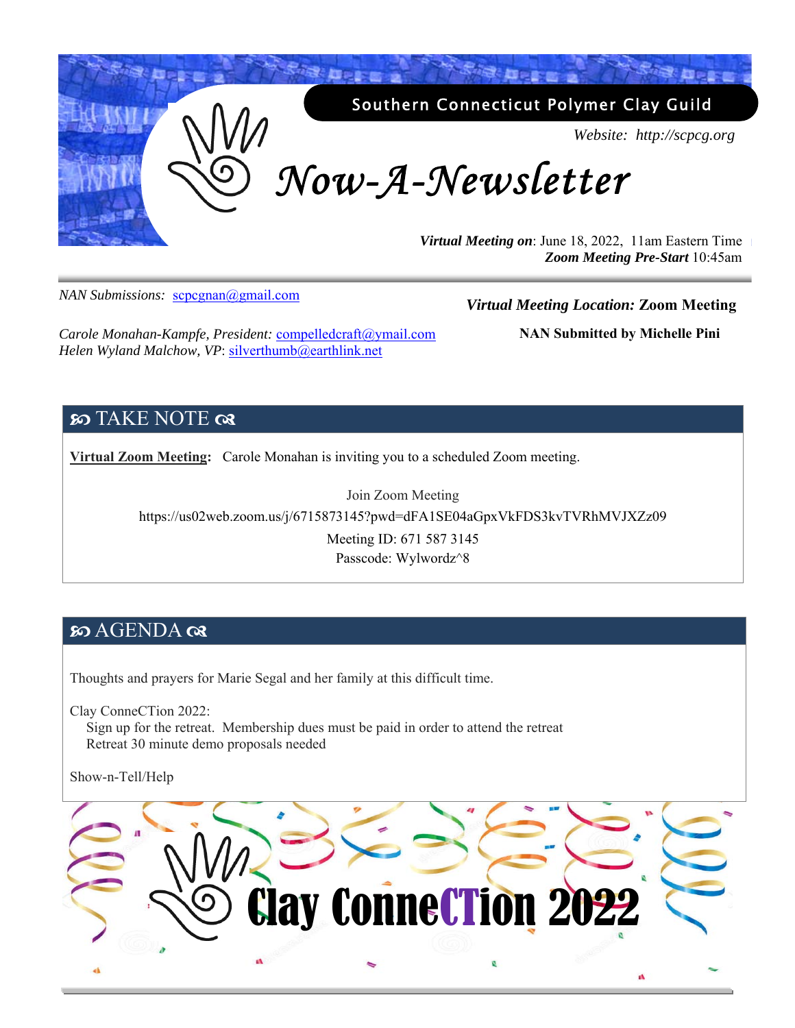Southern Connecticut Polymer Clay Guild

*Website: http://scpcg.org*

# *Now-A-Newsletter*

***Virtual Meeting on***: June 18, 2022, 11am Eastern Time
***Zoom Meeting Pre-Start*** 10:45am

*NAN Submissions:* scpcgnan@gmail.com

***Virtual Meeting Location:*** **Zoom Meeting**

*Carole Monahan-Kampfe, President:* compelledcraft@ymail.com
*Helen Wyland Malchow, VP*: silverthumb@earthlink.net

**NAN Submitted by Michelle Pini**

## TAKE NOTE

**Virtual Zoom Meeting:** Carole Monahan is inviting you to a scheduled Zoom meeting.

Join Zoom Meeting
https://us02web.zoom.us/j/6715873145?pwd=dFA1SE04aGpxVkFDS3kvTVRhMVJXZz09
Meeting ID: 671 587 3145
Passcode: Wylwordz^8

## AGENDA

Thoughts and prayers for Marie Segal and her family at this difficult time.

Clay ConneCTion 2022:
- Sign up for the retreat. Membership dues must be paid in order to attend the retreat
- Retreat 30 minute demo proposals needed

Show-n-Tell/Help

# Clay ConneCTion 2022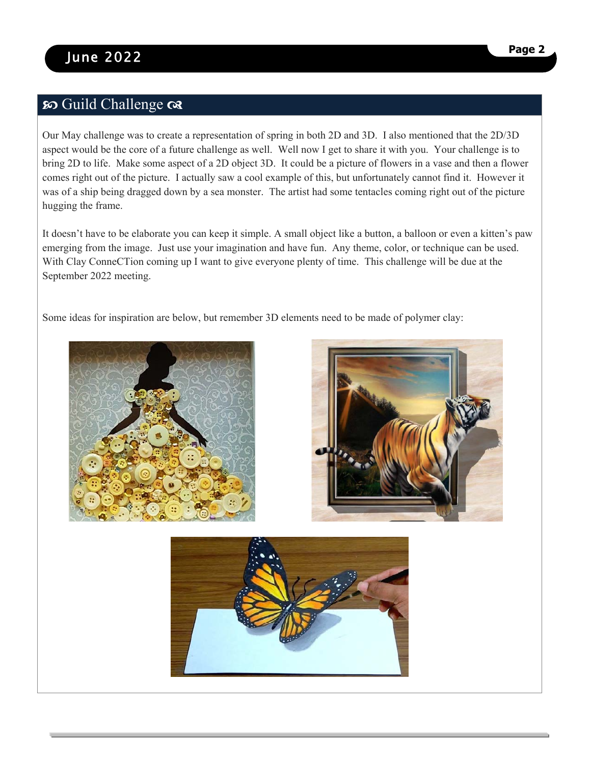## ꧁ Guild Challenge ꧂

Our May challenge was to create a representation of spring in both 2D and 3D. I also mentioned that the 2D/3D aspect would be the core of a future challenge as well. Well now I get to share it with you. Your challenge is to bring 2D to life. Make some aspect of a 2D object 3D. It could be a picture of flowers in a vase and then a flower comes right out of the picture. I actually saw a cool example of this, but unfortunately cannot find it. However it was of a ship being dragged down by a sea monster. The artist had some tentacles coming right out of the picture hugging the frame.

It doesn't have to be elaborate you can keep it simple. A small object like a button, a balloon or even a kitten's paw emerging from the image. Just use your imagination and have fun. Any theme, color, or technique can be used. With Clay ConneCTion coming up I want to give everyone plenty of time. This challenge will be due at the September 2022 meeting.

Some ideas for inspiration are below, but remember 3D elements need to be made of polymer clay: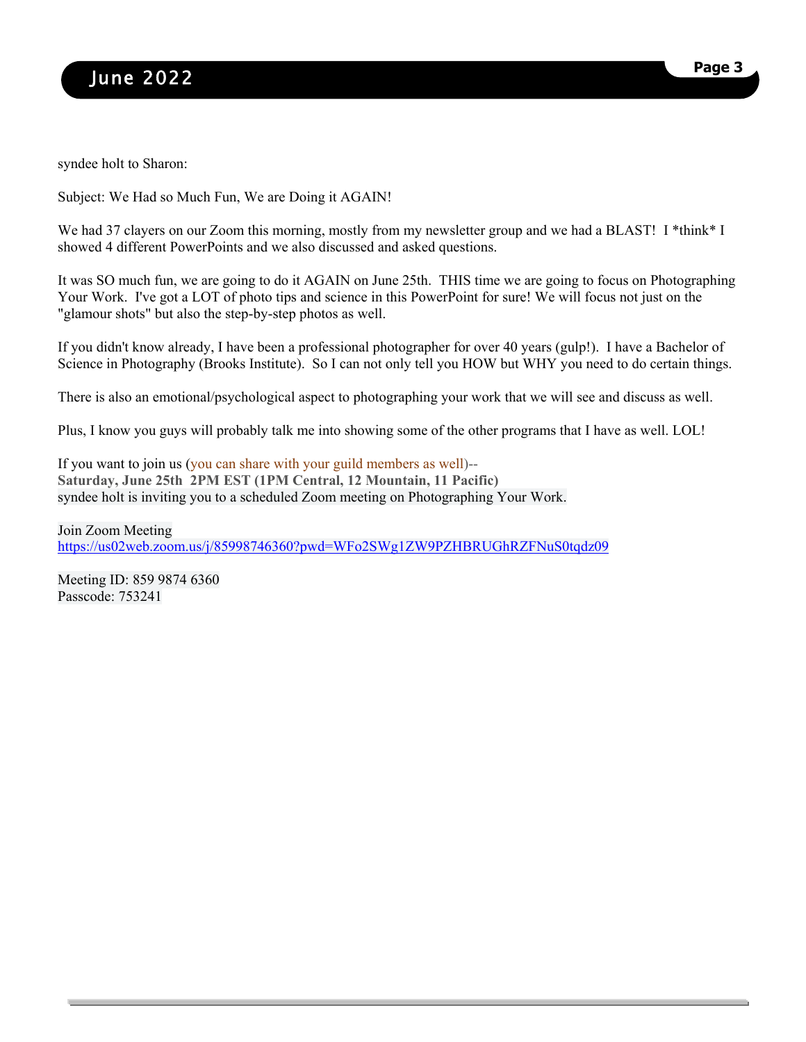syndee holt to Sharon:

Subject: We Had so Much Fun, We are Doing it AGAIN!

We had 37 clayers on our Zoom this morning, mostly from my newsletter group and we had a BLAST!  I *think* I showed 4 different PowerPoints and we also discussed and asked questions.

It was SO much fun, we are going to do it AGAIN on June 25th.  THIS time we are going to focus on Photographing Your Work.  I've got a LOT of photo tips and science in this PowerPoint for sure! We will focus not just on the "glamour shots" but also the step-by-step photos as well.

If you didn't know already, I have been a professional photographer for over 40 years (gulp!).  I have a Bachelor of Science in Photography (Brooks Institute).  So I can not only tell you HOW but WHY you need to do certain things.

There is also an emotional/psychological aspect to photographing your work that we will see and discuss as well.

Plus, I know you guys will probably talk me into showing some of the other programs that I have as well. LOL!

If you want to join us (you can share with your guild members as well)--
**Saturday, June 25th  2PM EST (1PM Central, 12 Mountain, 11 Pacific)**
syndee holt is inviting you to a scheduled Zoom meeting on Photographing Your Work.

Join Zoom Meeting
https://us02web.zoom.us/j/85998746360?pwd=WFo2SWg1ZW9PZHBRUGhRZFNuS0tqdz09

Meeting ID: 859 9874 6360
Passcode: 753241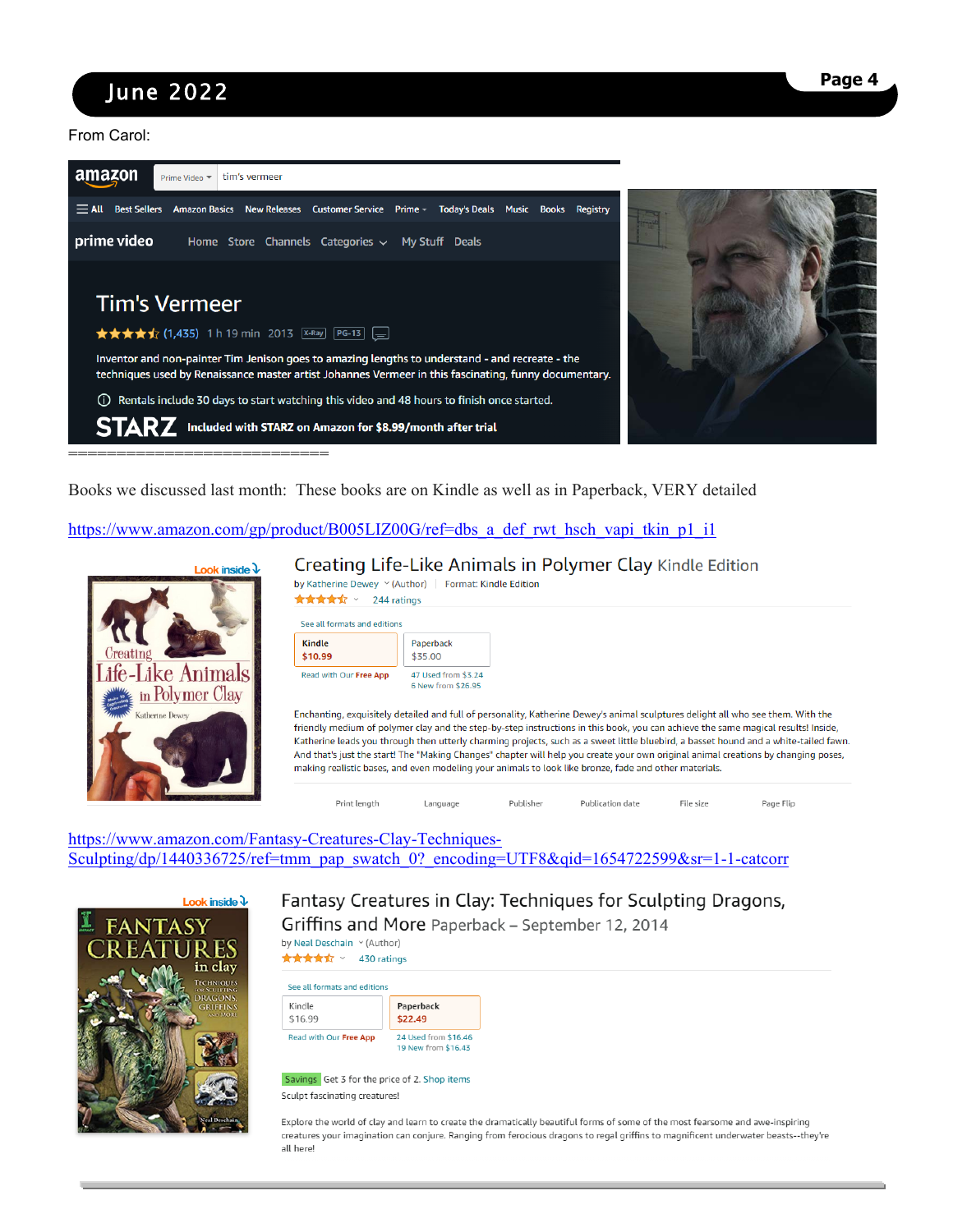From Carol:

Tim's Vermeer

★★★★½ (1,435) 1 h 19 min 2013 X-Ray PG-13

Inventor and non-painter Tim Jenison goes to amazing lengths to understand - and recreate - the techniques used by Renaissance master artist Johannes Vermeer in this fascinating, funny documentary.

Rentals include 30 days to start watching this video and 48 hours to finish once started.

STARZ Included with STARZ on Amazon for $8.99/month after trial

===========================

Books we discussed last month: These books are on Kindle as well as in Paperback, VERY detailed

https://www.amazon.com/gp/product/B005LIZ00G/ref=dbs_a_def_rwt_hsch_vapi_tkin_p1_i1

**Creating Life-Like Animals in Polymer Clay** Kindle Edition

by Katherine Dewey (Author) | Format: Kindle Edition

244 ratings

See all formats and editions

| Kindle | Paperback |
|---|---|
| $10.99 | $35.00 |
| Read with Our Free App | 47 Used from $3.24, 6 New from $26.95 |

Enchanting, exquisitely detailed and full of personality, Katherine Dewey's animal sculptures delight all who see them. With the friendly medium of polymer clay and the step-by-step instructions in this book, you can achieve the same magical results! Inside, Katherine leads you through then utterly charming projects, such as a sweet little bluebird, a basset hound and a white-tailed fawn. And that's just the start! The "Making Changes" chapter will help you create your own original animal creations by changing poses, making realistic bases, and even modeling your animals to look like bronze, fade and other materials.

https://www.amazon.com/Fantasy-Creatures-Clay-Techniques-Sculpting/dp/1440336725/ref=tmm_pap_swatch_0?_encoding=UTF8&qid=1654722599&sr=1-1-catcorr

**Fantasy Creatures in Clay: Techniques for Sculpting Dragons, Griffins and More** Paperback – September 12, 2014

by Neal Deschain (Author)

430 ratings

See all formats and editions

| Kindle | Paperback |
|---|---|
| $16.99 | $22.49 |
| Read with Our Free App | 24 Used from $16.46, 19 New from $16.43 |

Savings Get 3 for the price of 2. Shop items

Sculpt fascinating creatures!

Explore the world of clay and learn to create the dramatically beautiful forms of some of the most fearsome and awe-inspiring creatures your imagination can conjure. Ranging from ferocious dragons to regal griffins to magnificent underwater beasts--they're all here!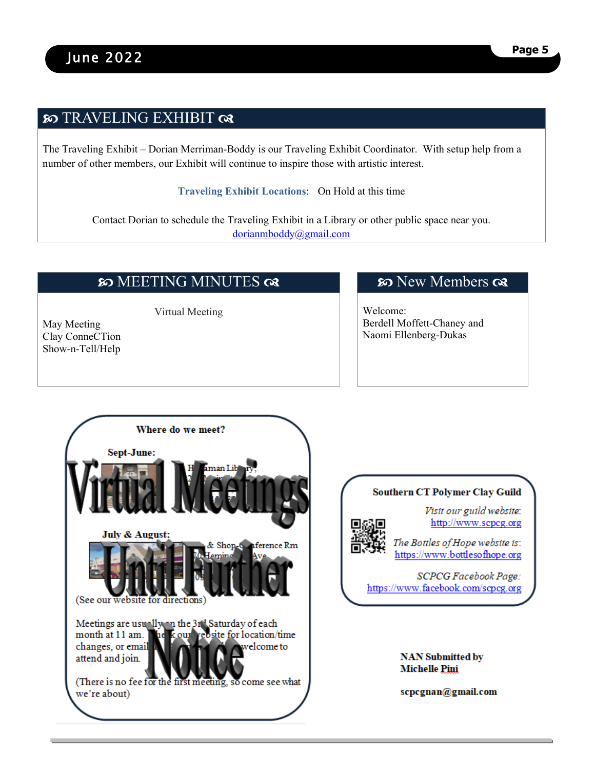## ɷ TRAVELING EXHIBIT ɷ

The Traveling Exhibit – Dorian Merriman-Boddy is our Traveling Exhibit Coordinator. With setup help from a number of other members, our Exhibit will continue to inspire those with artistic interest.

**Traveling Exhibit Locations**: On Hold at this time

Contact Dorian to schedule the Traveling Exhibit in a Library or other public space near you.
dorianmboddy@gmail.com

## ɷ MEETING MINUTES ɷ

Virtual Meeting

May Meeting
Clay ConneCTion
Show-n-Tell/Help

## ɷ New Members ɷ

Welcome:
Berdell Moffett-Chaney and
Naomi Ellenberg-Dukas

**Where do we meet?**

**Virtual Meetings Until Further Notice**

**Sept-June:**

H…man Library, …

**July & August:**

… & Shop … Conference Rm
… Hemin… Ave …

(See our website for directions)

Meetings are usually on the 3rd Saturday of each month at 11 am. Check our website for location/time changes, or email … welcome to attend and join.

(There is no fee for the first meeting, so come see what we're about)

**Southern CT Polymer Clay Guild**

*Visit our guild website:*
http://www.scpcg.org

*The Bottles of Hope website is:*
https://www.bottlesofhope.org

*SCPCG Facebook Page:*
https://www.facebook.com/scpcg.org

**NAN Submitted by**
**Michelle Pini**

**scpcgnan@gmail.com**